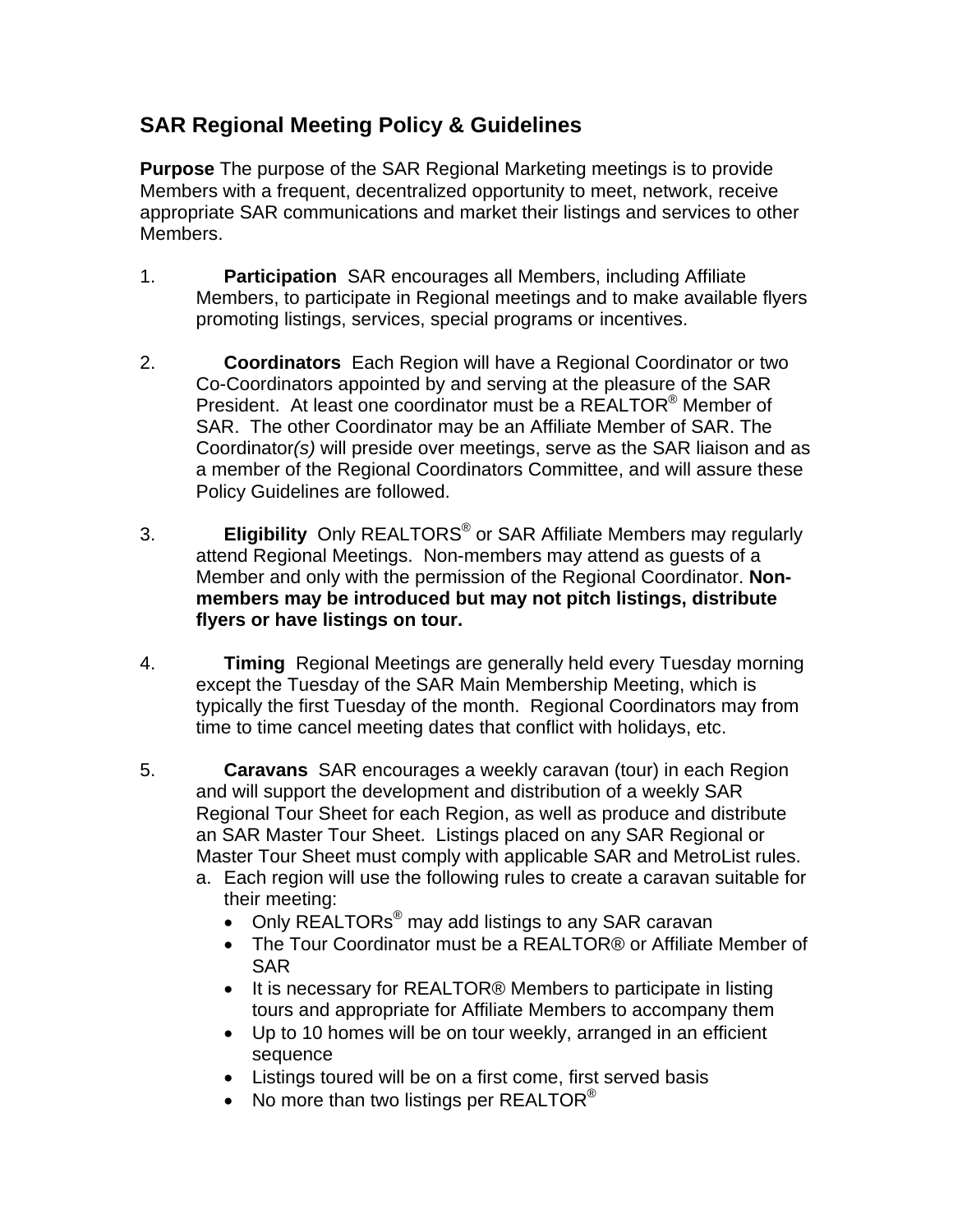## SAR Regional Meeting Policy & Guidelines

**Purpose** The purpose of the SAR Regional Marketing meetings is to provide Members with a frequent, decentralized opportunity to meet, network, receive appropriate SAR communications and market their listings and services to other Members.

1. **Participation** SAR encourages all Members, including Affiliate Members, to participate in Regional meetings and to make available flyers promoting listings, services, special programs or incentives.

2. **Coordinators** Each Region will have a Regional Coordinator or two Co-Coordinators appointed by and serving at the pleasure of the SAR President. At least one coordinator must be a REALTOR® Member of SAR. The other Coordinator may be an Affiliate Member of SAR. The Coordinator*(s)* will preside over meetings, serve as the SAR liaison and as a member of the Regional Coordinators Committee, and will assure these Policy Guidelines are followed.

3. **Eligibility** Only REALTORS® or SAR Affiliate Members may regularly attend Regional Meetings. Non-members may attend as guests of a Member and only with the permission of the Regional Coordinator. **Non-members may be introduced but may not pitch listings, distribute flyers or have listings on tour.**

4. **Timing** Regional Meetings are generally held every Tuesday morning except the Tuesday of the SAR Main Membership Meeting, which is typically the first Tuesday of the month. Regional Coordinators may from time to time cancel meeting dates that conflict with holidays, etc.

5. **Caravans** SAR encourages a weekly caravan (tour) in each Region and will support the development and distribution of a weekly SAR Regional Tour Sheet for each Region, as well as produce and distribute an SAR Master Tour Sheet. Listings placed on any SAR Regional or Master Tour Sheet must comply with applicable SAR and MetroList rules.
   a. Each region will use the following rules to create a caravan suitable for their meeting:
      - Only REALTORs® may add listings to any SAR caravan
      - The Tour Coordinator must be a REALTOR® or Affiliate Member of SAR
      - It is necessary for REALTOR® Members to participate in listing tours and appropriate for Affiliate Members to accompany them
      - Up to 10 homes will be on tour weekly, arranged in an efficient sequence
      - Listings toured will be on a first come, first served basis
      - No more than two listings per REALTOR®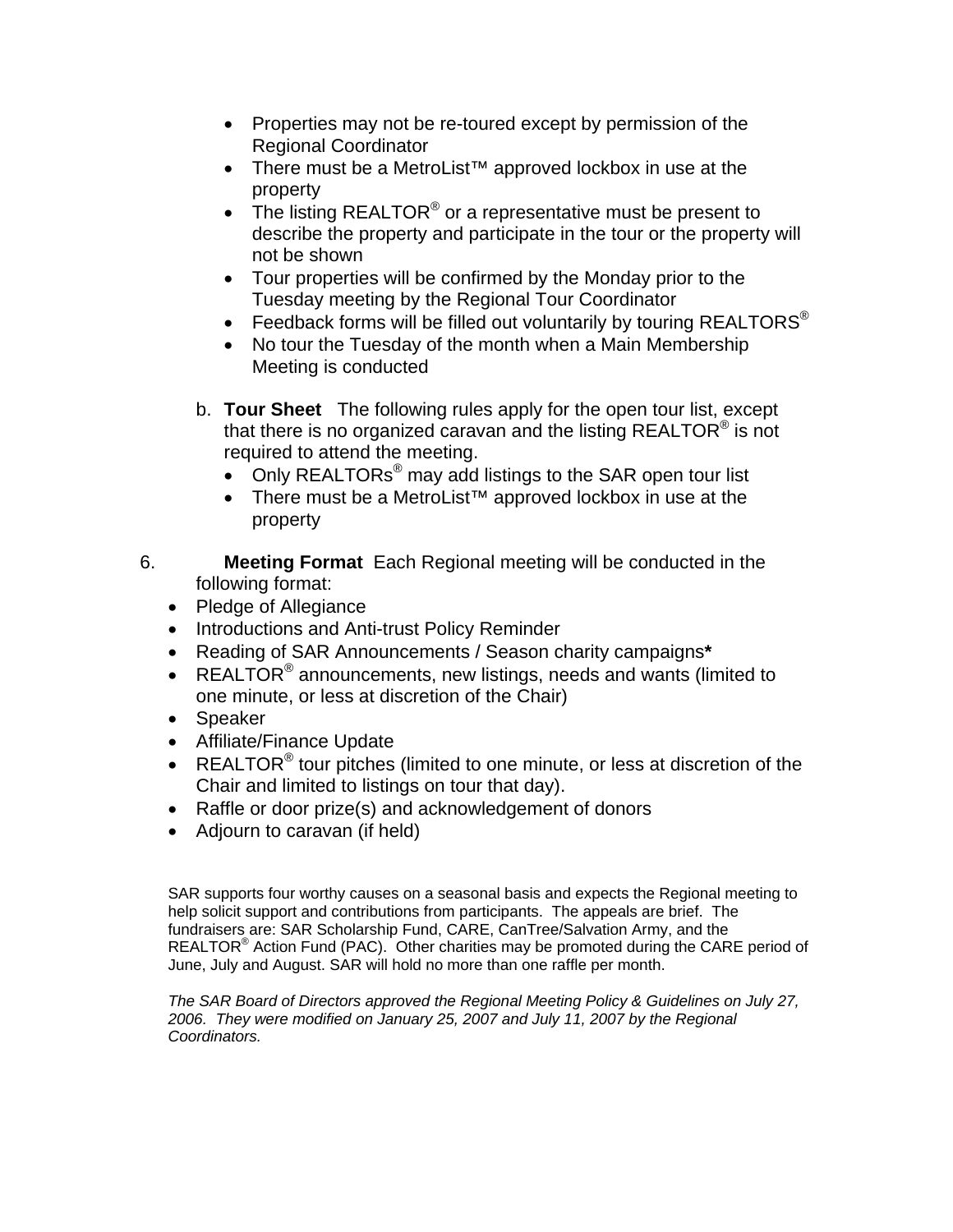- Properties may not be re-toured except by permission of the Regional Coordinator
- There must be a MetroList™ approved lockbox in use at the property
- The listing REALTOR® or a representative must be present to describe the property and participate in the tour or the property will not be shown
- Tour properties will be confirmed by the Monday prior to the Tuesday meeting by the Regional Tour Coordinator
- Feedback forms will be filled out voluntarily by touring REALTORS®
- No tour the Tuesday of the month when a Main Membership Meeting is conducted

b. **Tour Sheet** The following rules apply for the open tour list, except that there is no organized caravan and the listing REALTOR® is not required to attend the meeting.

- Only REALTORs® may add listings to the SAR open tour list
- There must be a MetroList™ approved lockbox in use at the property

6. **Meeting Format** Each Regional meeting will be conducted in the following format:

- Pledge of Allegiance
- Introductions and Anti-trust Policy Reminder
- Reading of SAR Announcements / Season charity campaigns**\***
- REALTOR® announcements, new listings, needs and wants (limited to one minute, or less at discretion of the Chair)
- Speaker
- Affiliate/Finance Update
- REALTOR® tour pitches (limited to one minute, or less at discretion of the Chair and limited to listings on tour that day).
- Raffle or door prize(s) and acknowledgement of donors
- Adjourn to caravan (if held)

SAR supports four worthy causes on a seasonal basis and expects the Regional meeting to help solicit support and contributions from participants. The appeals are brief. The fundraisers are: SAR Scholarship Fund, CARE, CanTree/Salvation Army, and the REALTOR® Action Fund (PAC). Other charities may be promoted during the CARE period of June, July and August. SAR will hold no more than one raffle per month.

*The SAR Board of Directors approved the Regional Meeting Policy & Guidelines on July 27, 2006. They were modified on January 25, 2007 and July 11, 2007 by the Regional Coordinators.*